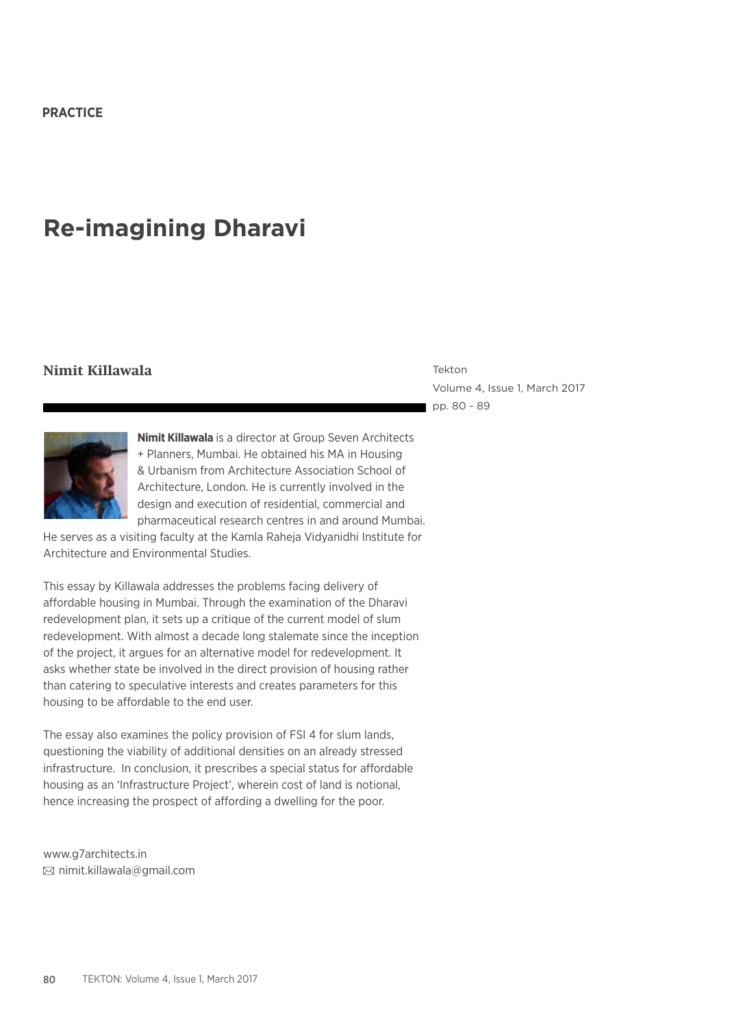**PRACTICE**

# Re-imagining Dharavi

## Nimit Killawala

**Nimit Killawala** is a director at Group Seven Architects + Planners, Mumbai. He obtained his MA in Housing & Urbanism from Architecture Association School of Architecture, London. He is currently involved in the design and execution of residential, commercial and pharmaceutical research centres in and around Mumbai. He serves as a visiting faculty at the Kamla Raheja Vidyanidhi Institute for Architecture and Environmental Studies.

This essay by Killawala addresses the problems facing delivery of affordable housing in Mumbai. Through the examination of the Dharavi redevelopment plan, it sets up a critique of the current model of slum redevelopment. With almost a decade long stalemate since the inception of the project, it argues for an alternative model for redevelopment. It asks whether state be involved in the direct provision of housing rather than catering to speculative interests and creates parameters for this housing to be affordable to the end user.

The essay also examines the policy provision of FSI 4 for slum lands, questioning the viability of additional densities on an already stressed infrastructure. In conclusion, it prescribes a special status for affordable housing as an 'Infrastructure Project', wherein cost of land is notional, hence increasing the prospect of affording a dwelling for the poor.

www.g7architects.in
✉ nimit.killawala@gmail.com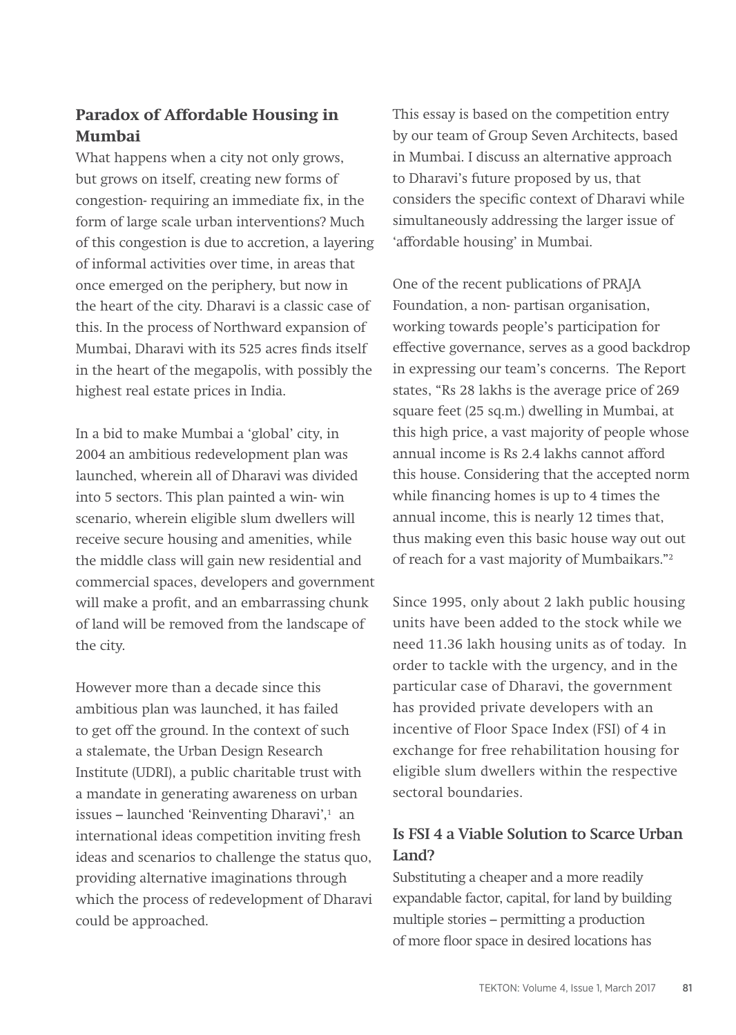## Paradox of Affordable Housing in Mumbai

What happens when a city not only grows, but grows on itself, creating new forms of congestion- requiring an immediate fix, in the form of large scale urban interventions? Much of this congestion is due to accretion, a layering of informal activities over time, in areas that once emerged on the periphery, but now in the heart of the city. Dharavi is a classic case of this. In the process of Northward expansion of Mumbai, Dharavi with its 525 acres finds itself in the heart of the megapolis, with possibly the highest real estate prices in India.

In a bid to make Mumbai a 'global' city, in 2004 an ambitious redevelopment plan was launched, wherein all of Dharavi was divided into 5 sectors. This plan painted a win- win scenario, wherein eligible slum dwellers will receive secure housing and amenities, while the middle class will gain new residential and commercial spaces, developers and government will make a profit, and an embarrassing chunk of land will be removed from the landscape of the city.

However more than a decade since this ambitious plan was launched, it has failed to get off the ground. In the context of such a stalemate, the Urban Design Research Institute (UDRI), a public charitable trust with a mandate in generating awareness on urban issues – launched 'Reinventing Dharavi',[1] an international ideas competition inviting fresh ideas and scenarios to challenge the status quo, providing alternative imaginations through which the process of redevelopment of Dharavi could be approached.

This essay is based on the competition entry by our team of Group Seven Architects, based in Mumbai. I discuss an alternative approach to Dharavi's future proposed by us, that considers the specific context of Dharavi while simultaneously addressing the larger issue of 'affordable housing' in Mumbai.

One of the recent publications of PRAJA Foundation, a non- partisan organisation, working towards people's participation for effective governance, serves as a good backdrop in expressing our team's concerns. The Report states, "Rs 28 lakhs is the average price of 269 square feet (25 sq.m.) dwelling in Mumbai, at this high price, a vast majority of people whose annual income is Rs 2.4 lakhs cannot afford this house. Considering that the accepted norm while financing homes is up to 4 times the annual income, this is nearly 12 times that, thus making even this basic house way out out of reach for a vast majority of Mumbaikars."[2]

Since 1995, only about 2 lakh public housing units have been added to the stock while we need 11.36 lakh housing units as of today. In order to tackle with the urgency, and in the particular case of Dharavi, the government has provided private developers with an incentive of Floor Space Index (FSI) of 4 in exchange for free rehabilitation housing for eligible slum dwellers within the respective sectoral boundaries.

## Is FSI 4 a Viable Solution to Scarce Urban Land?

Substituting a cheaper and a more readily expandable factor, capital, for land by building multiple stories – permitting a production of more floor space in desired locations has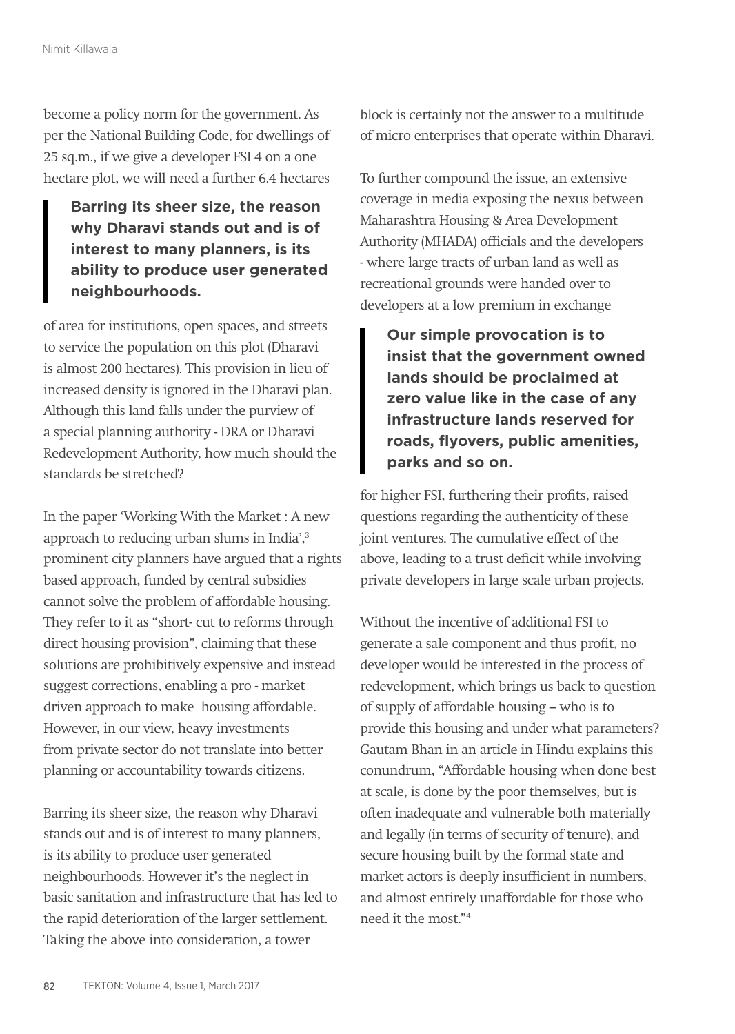become a policy norm for the government. As per the National Building Code, for dwellings of 25 sq.m., if we give a developer FSI 4 on a one hectare plot, we will need a further 6.4 hectares of area for institutions, open spaces, and streets to service the population on this plot (Dharavi is almost 200 hectares). This provision in lieu of increased density is ignored in the Dharavi plan. Although this land falls under the purview of a special planning authority - DRA or Dharavi Redevelopment Authority, how much should the standards be stretched?

> **Barring its sheer size, the reason why Dharavi stands out and is of interest to many planners, is its ability to produce user generated neighbourhoods.**

In the paper 'Working With the Market : A new approach to reducing urban slums in India',[3] prominent city planners have argued that a rights based approach, funded by central subsidies cannot solve the problem of affordable housing. They refer to it as "short- cut to reforms through direct housing provision", claiming that these solutions are prohibitively expensive and instead suggest corrections, enabling a pro - market driven approach to make housing affordable. However, in our view, heavy investments from private sector do not translate into better planning or accountability towards citizens.

Barring its sheer size, the reason why Dharavi stands out and is of interest to many planners, is its ability to produce user generated neighbourhoods. However it's the neglect in basic sanitation and infrastructure that has led to the rapid deterioration of the larger settlement. Taking the above into consideration, a tower block is certainly not the answer to a multitude of micro enterprises that operate within Dharavi.

To further compound the issue, an extensive coverage in media exposing the nexus between Maharashtra Housing & Area Development Authority (MHADA) officials and the developers - where large tracts of urban land as well as recreational grounds were handed over to developers at a low premium in exchange for higher FSI, furthering their profits, raised questions regarding the authenticity of these joint ventures. The cumulative effect of the above, leading to a trust deficit while involving private developers in large scale urban projects.

> **Our simple provocation is to insist that the government owned lands should be proclaimed at zero value like in the case of any infrastructure lands reserved for roads, flyovers, public amenities, parks and so on.**

Without the incentive of additional FSI to generate a sale component and thus profit, no developer would be interested in the process of redevelopment, which brings us back to question of supply of affordable housing – who is to provide this housing and under what parameters? Gautam Bhan in an article in Hindu explains this conundrum, "Affordable housing when done best at scale, is done by the poor themselves, but is often inadequate and vulnerable both materially and legally (in terms of security of tenure), and secure housing built by the formal state and market actors is deeply insufficient in numbers, and almost entirely unaffordable for those who need it the most."[4]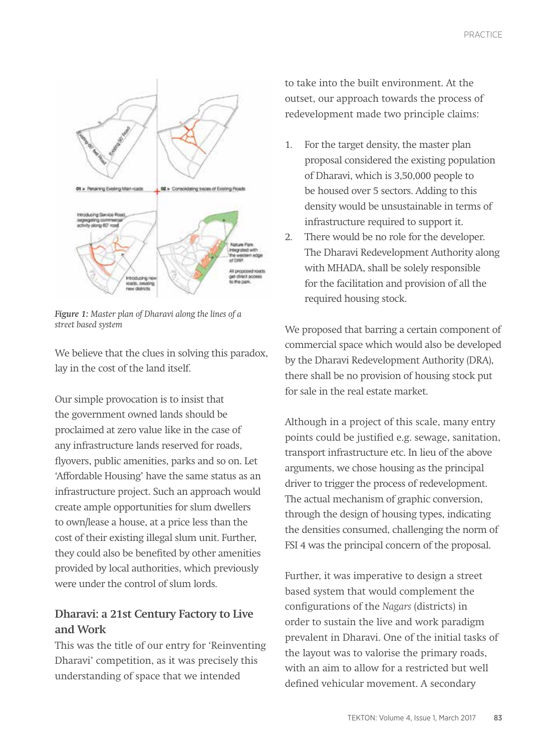Figure 1: *Master plan of Dharavi along the lines of a street based system*

We believe that the clues in solving this paradox, lay in the cost of the land itself.

Our simple provocation is to insist that the government owned lands should be proclaimed at zero value like in the case of any infrastructure lands reserved for roads, flyovers, public amenities, parks and so on. Let 'Affordable Housing' have the same status as an infrastructure project. Such an approach would create ample opportunities for slum dwellers to own/lease a house, at a price less than the cost of their existing illegal slum unit. Further, they could also be benefited by other amenities provided by local authorities, which previously were under the control of slum lords.

### Dharavi: a 21st Century Factory to Live and Work

This was the title of our entry for 'Reinventing Dharavi' competition, as it was precisely this understanding of space that we intended to take into the built environment. At the outset, our approach towards the process of redevelopment made two principle claims:

1. For the target density, the master plan proposal considered the existing population of Dharavi, which is 3,50,000 people to be housed over 5 sectors. Adding to this density would be unsustainable in terms of infrastructure required to support it.
2. There would be no role for the developer. The Dharavi Redevelopment Authority along with MHADA, shall be solely responsible for the facilitation and provision of all the required housing stock.

We proposed that barring a certain component of commercial space which would also be developed by the Dharavi Redevelopment Authority (DRA), there shall be no provision of housing stock put for sale in the real estate market.

Although in a project of this scale, many entry points could be justified e.g. sewage, sanitation, transport infrastructure etc. In lieu of the above arguments, we chose housing as the principal driver to trigger the process of redevelopment. The actual mechanism of graphic conversion, through the design of housing types, indicating the densities consumed, challenging the norm of FSI 4 was the principal concern of the proposal.

Further, it was imperative to design a street based system that would complement the configurations of the *Nagars* (districts) in order to sustain the live and work paradigm prevalent in Dharavi. One of the initial tasks of the layout was to valorise the primary roads, with an aim to allow for a restricted but well defined vehicular movement. A secondary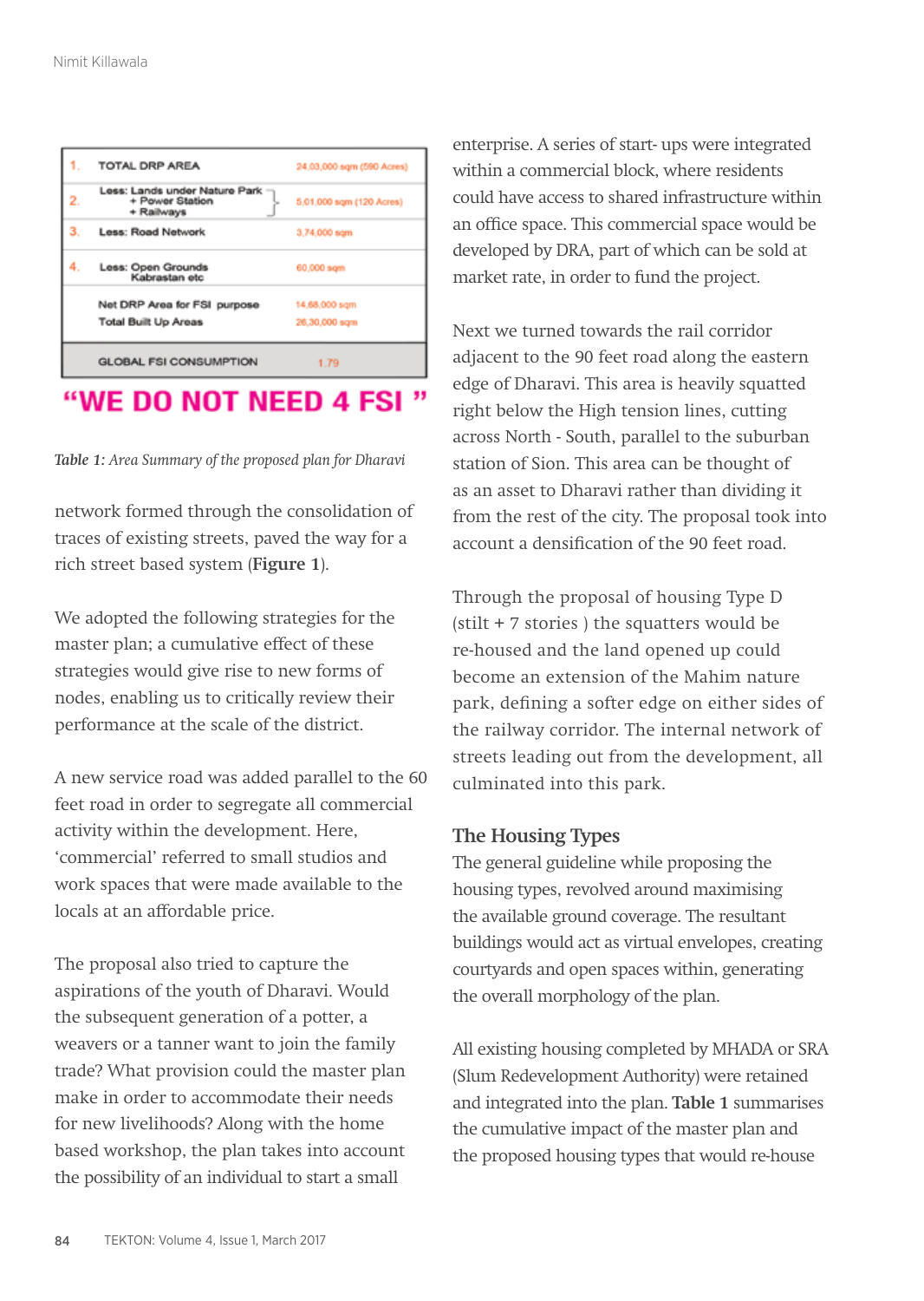| | | |
|---|---|---|
| 1. | TOTAL DRP AREA | 24,03,000 sqm (590 Acres) |
| 2. | Less: Lands under Nature Park + Power Station + Railways | 5,01,000 sqm (120 Acres) |
| 3. | Less: Road Network | 3,74,000 sqm |
| 4. | Less: Open Grounds Kabrastan etc | 60,000 sqm |
| | Net DRP Area for FSI purpose | 14,68,000 sqm |
| | Total Built Up Areas | 26,30,000 sqm |
| | GLOBAL FSI CONSUMPTION | 1.79 |

**"WE DO NOT NEED 4 FSI "**

*Table 1: Area Summary of the proposed plan for Dharavi*

network formed through the consolidation of traces of existing streets, paved the way for a rich street based system (**Figure 1**).

We adopted the following strategies for the master plan; a cumulative effect of these strategies would give rise to new forms of nodes, enabling us to critically review their performance at the scale of the district.

A new service road was added parallel to the 60 feet road in order to segregate all commercial activity within the development. Here, 'commercial' referred to small studios and work spaces that were made available to the locals at an affordable price.

The proposal also tried to capture the aspirations of the youth of Dharavi. Would the subsequent generation of a potter, a weavers or a tanner want to join the family trade? What provision could the master plan make in order to accommodate their needs for new livelihoods? Along with the home based workshop, the plan takes into account the possibility of an individual to start a small enterprise. A series of start- ups were integrated within a commercial block, where residents could have access to shared infrastructure within an office space. This commercial space would be developed by DRA, part of which can be sold at market rate, in order to fund the project.

Next we turned towards the rail corridor adjacent to the 90 feet road along the eastern edge of Dharavi. This area is heavily squatted right below the High tension lines, cutting across North - South, parallel to the suburban station of Sion. This area can be thought of as an asset to Dharavi rather than dividing it from the rest of the city. The proposal took into account a densification of the 90 feet road.

Through the proposal of housing Type D (stilt + 7 stories ) the squatters would be re-housed and the land opened up could become an extension of the Mahim nature park, defining a softer edge on either sides of the railway corridor. The internal network of streets leading out from the development, all culminated into this park.

## The Housing Types

The general guideline while proposing the housing types, revolved around maximising the available ground coverage. The resultant buildings would act as virtual envelopes, creating courtyards and open spaces within, generating the overall morphology of the plan.

All existing housing completed by MHADA or SRA (Slum Redevelopment Authority) were retained and integrated into the plan. **Table 1** summarises the cumulative impact of the master plan and the proposed housing types that would re-house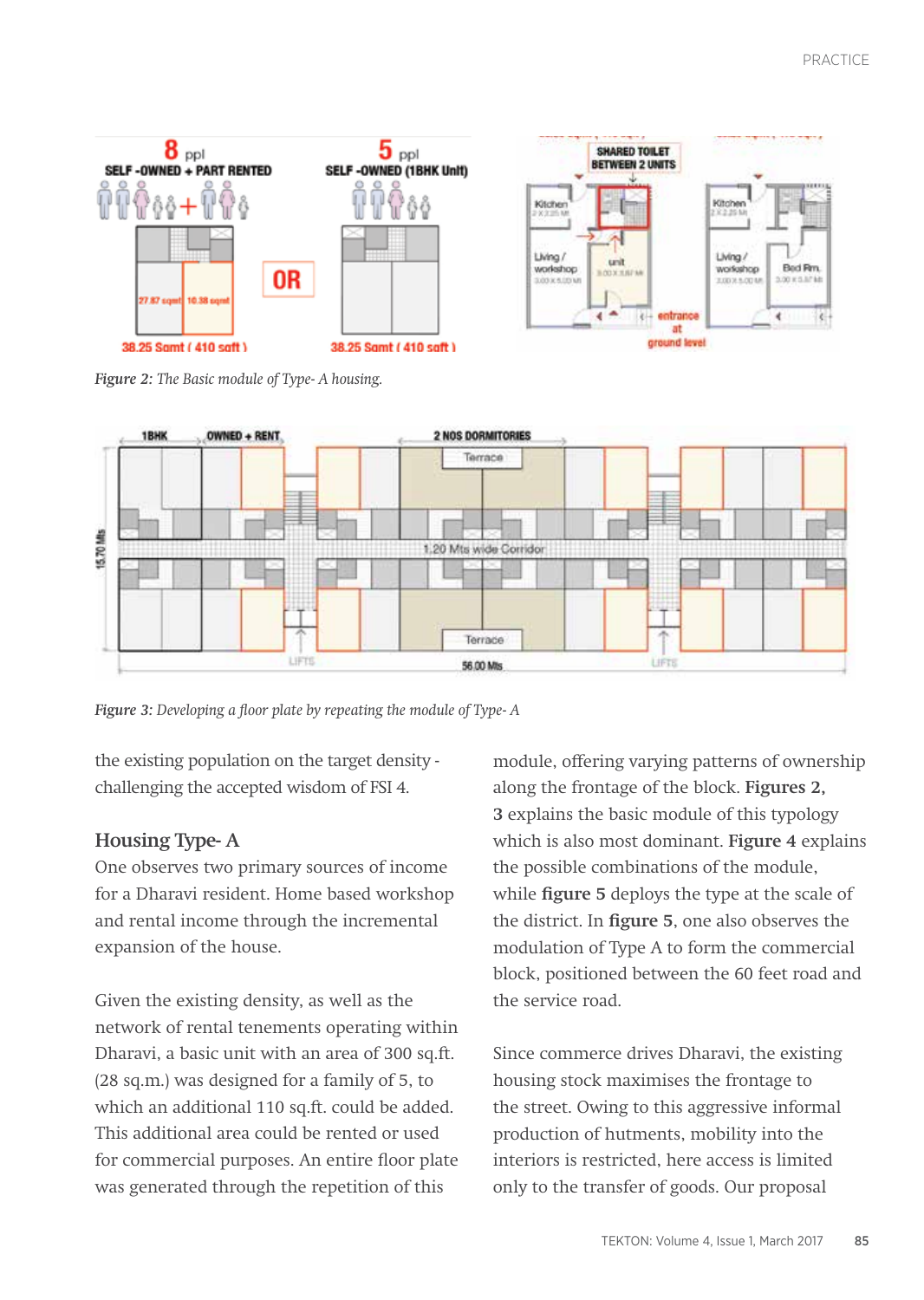*Figure 2: The Basic module of Type- A housing.*

*Figure 3: Developing a floor plate by repeating the module of Type- A*

the existing population on the target density - challenging the accepted wisdom of FSI 4.

## Housing Type- A

One observes two primary sources of income for a Dharavi resident. Home based workshop and rental income through the incremental expansion of the house.

Given the existing density, as well as the network of rental tenements operating within Dharavi, a basic unit with an area of 300 sq.ft. (28 sq.m.) was designed for a family of 5, to which an additional 110 sq.ft. could be added. This additional area could be rented or used for commercial purposes. An entire floor plate was generated through the repetition of this module, offering varying patterns of ownership along the frontage of the block. **Figures 2, 3** explains the basic module of this typology which is also most dominant. **Figure 4** explains the possible combinations of the module, while **figure 5** deploys the type at the scale of the district. In **figure 5**, one also observes the modulation of Type A to form the commercial block, positioned between the 60 feet road and the service road.

Since commerce drives Dharavi, the existing housing stock maximises the frontage to the street. Owing to this aggressive informal production of hutments, mobility into the interiors is restricted, here access is limited only to the transfer of goods. Our proposal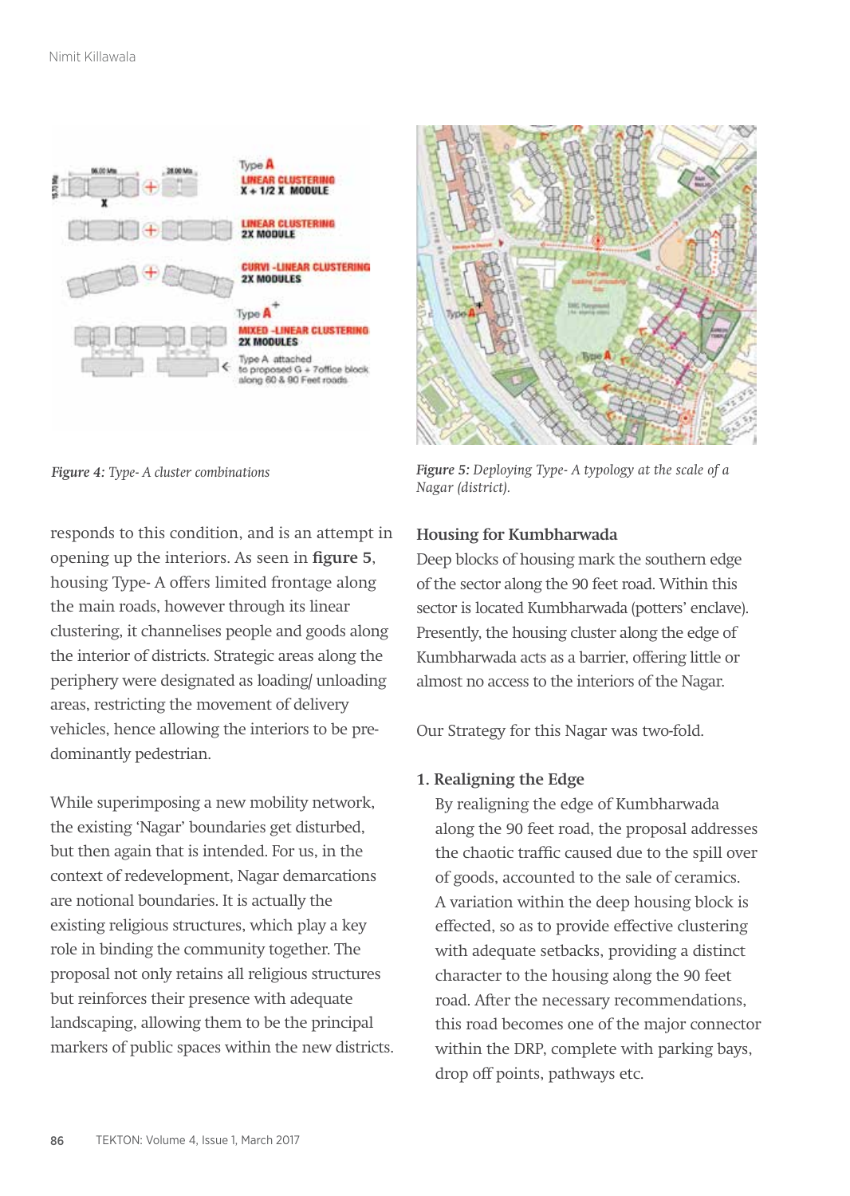*Figure 4: Type- A cluster combinations*

*Figure 5: Deploying Type- A typology at the scale of a Nagar (district).*

responds to this condition, and is an attempt in opening up the interiors. As seen in **figure 5**, housing Type- A offers limited frontage along the main roads, however through its linear clustering, it channelises people and goods along the interior of districts. Strategic areas along the periphery were designated as loading/ unloading areas, restricting the movement of delivery vehicles, hence allowing the interiors to be pre-dominantly pedestrian.

While superimposing a new mobility network, the existing 'Nagar' boundaries get disturbed, but then again that is intended. For us, in the context of redevelopment, Nagar demarcations are notional boundaries. It is actually the existing religious structures, which play a key role in binding the community together. The proposal not only retains all religious structures but reinforces their presence with adequate landscaping, allowing them to be the principal markers of public spaces within the new districts.

### Housing for Kumbharwada

Deep blocks of housing mark the southern edge of the sector along the 90 feet road. Within this sector is located Kumbharwada (potters' enclave). Presently, the housing cluster along the edge of Kumbharwada acts as a barrier, offering little or almost no access to the interiors of the Nagar.

Our Strategy for this Nagar was two-fold.

**1. Realigning the Edge**

By realigning the edge of Kumbharwada along the 90 feet road, the proposal addresses the chaotic traffic caused due to the spill over of goods, accounted to the sale of ceramics. A variation within the deep housing block is effected, so as to provide effective clustering with adequate setbacks, providing a distinct character to the housing along the 90 feet road. After the necessary recommendations, this road becomes one of the major connector within the DRP, complete with parking bays, drop off points, pathways etc.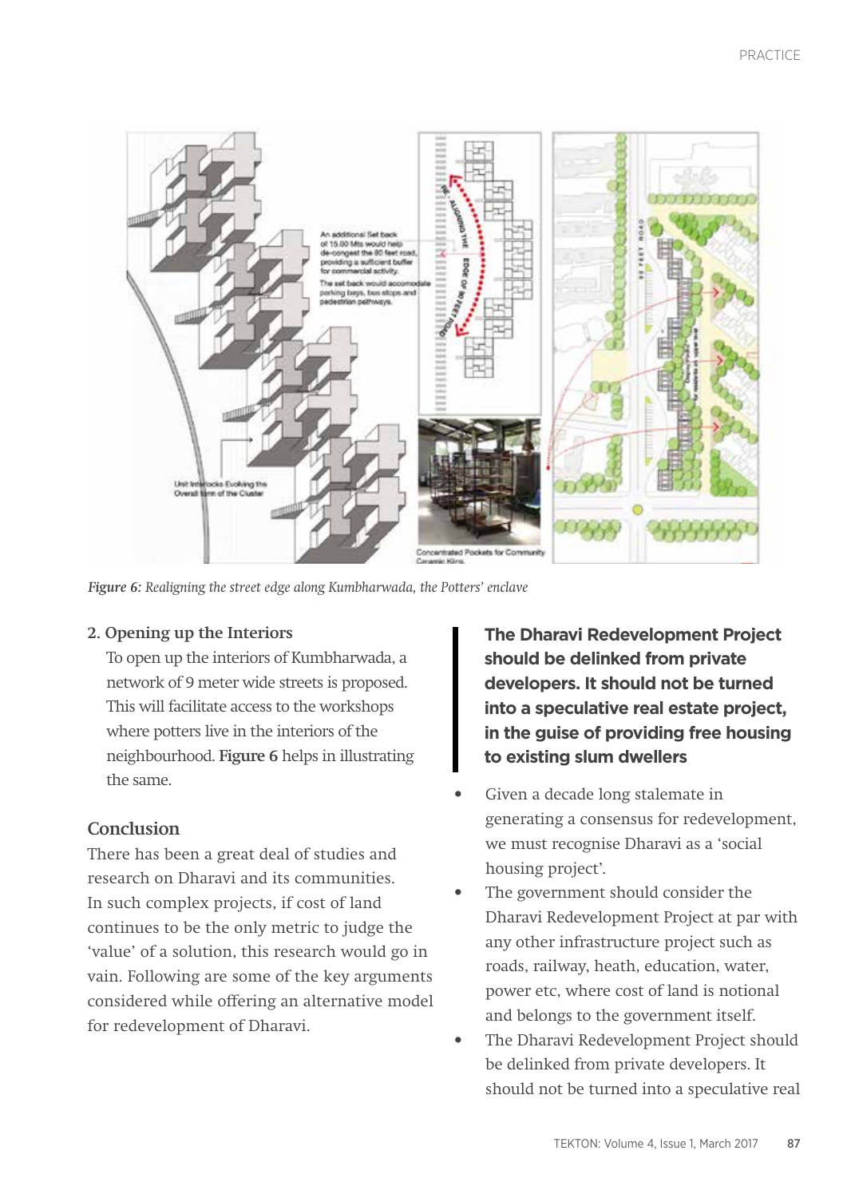*Figure 6: Realigning the street edge along Kumbharwada, the Potters' enclave*

2. **Opening up the Interiors**

To open up the interiors of Kumbharwada, a network of 9 meter wide streets is proposed. This will facilitate access to the workshops where potters live in the interiors of the neighbourhood. **Figure 6** helps in illustrating the same.

## Conclusion

There has been a great deal of studies and research on Dharavi and its communities. In such complex projects, if cost of land continues to be the only metric to judge the 'value' of a solution, this research would go in vain. Following are some of the key arguments considered while offering an alternative model for redevelopment of Dharavi.

> **The Dharavi Redevelopment Project should be delinked from private developers. It should not be turned into a speculative real estate project, in the guise of providing free housing to existing slum dwellers**

- Given a decade long stalemate in generating a consensus for redevelopment, we must recognise Dharavi as a 'social housing project'.
- The government should consider the Dharavi Redevelopment Project at par with any other infrastructure project such as roads, railway, heath, education, water, power etc, where cost of land is notional and belongs to the government itself.
- The Dharavi Redevelopment Project should be delinked from private developers. It should not be turned into a speculative real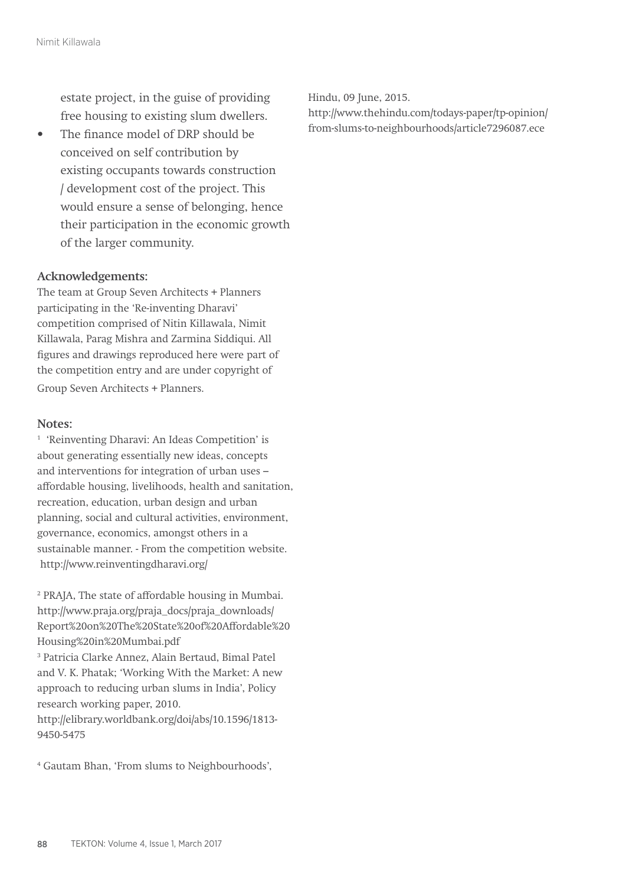estate project, in the guise of providing free housing to existing slum dwellers.

- The finance model of DRP should be conceived on self contribution by existing occupants towards construction / development cost of the project. This would ensure a sense of belonging, hence their participation in the economic growth of the larger community.

**Acknowledgements:**

The team at Group Seven Architects + Planners participating in the 'Re-inventing Dharavi' competition comprised of Nitin Killawala, Nimit Killawala, Parag Mishra and Zarmina Siddiqui. All figures and drawings reproduced here were part of the competition entry and are under copyright of Group Seven Architects + Planners.

**Notes:**

[1] 'Reinventing Dharavi: An Ideas Competition' is about generating essentially new ideas, concepts and interventions for integration of urban uses – affordable housing, livelihoods, health and sanitation, recreation, education, urban design and urban planning, social and cultural activities, environment, governance, economics, amongst others in a sustainable manner. - From the competition website. http://www.reinventingdharavi.org/

[2] PRAJA, The state of affordable housing in Mumbai. http://www.praja.org/praja_docs/praja_downloads/Report%20on%20The%20State%20of%20Affordable%20Housing%20in%20Mumbai.pdf

[3] Patricia Clarke Annez, Alain Bertaud, Bimal Patel and V. K. Phatak; 'Working With the Market: A new approach to reducing urban slums in India', Policy research working paper, 2010. http://elibrary.worldbank.org/doi/abs/10.1596/1813-9450-5475

[4] Gautam Bhan, 'From slums to Neighbourhoods', Hindu, 09 June, 2015. http://www.thehindu.com/todays-paper/tp-opinion/from-slums-to-neighbourhoods/article7296087.ece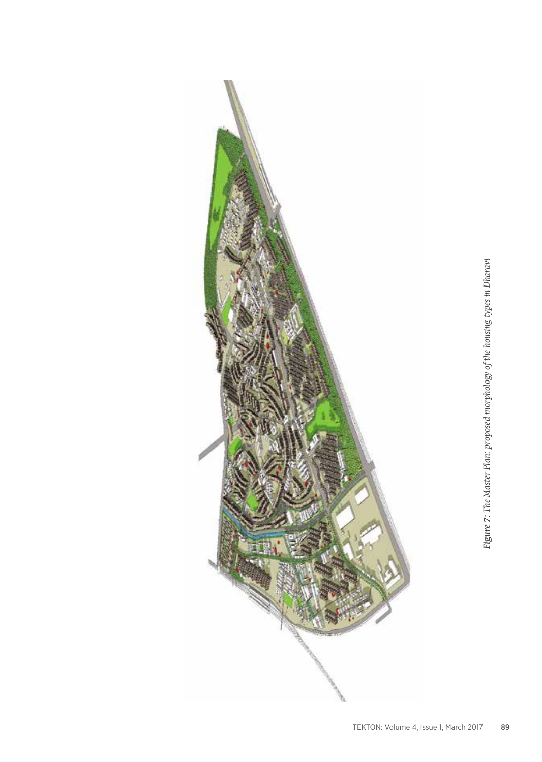*Figure 7: The Master Plan: proposed morphology of the housing types in Dharavi*